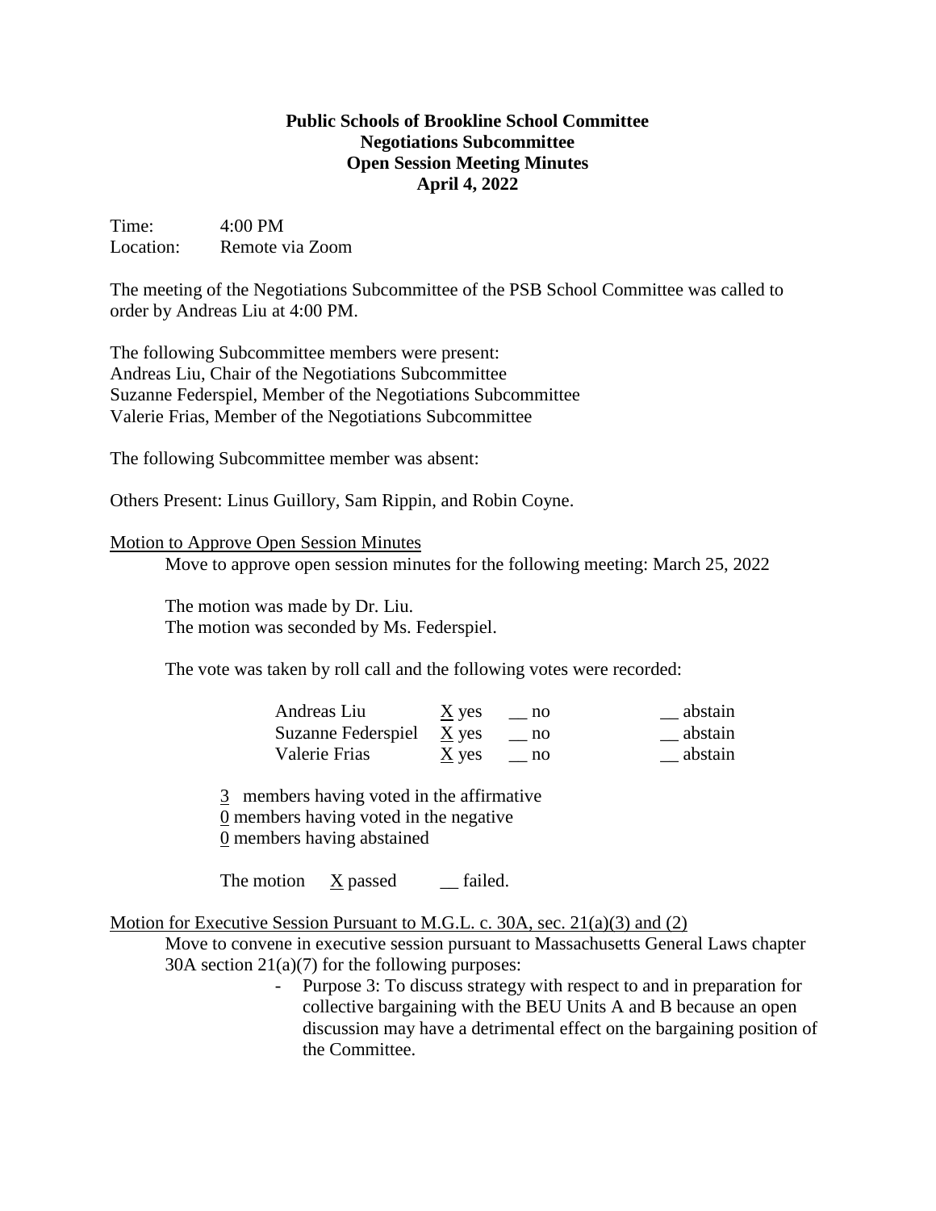**Public Schools of Brookline School Committee**
**Negotiations Subcommittee**
**Open Session Meeting Minutes**
**April 4, 2022**

Time: 4:00 PM
Location: Remote via Zoom

The meeting of the Negotiations Subcommittee of the PSB School Committee was called to order by Andreas Liu at 4:00 PM.

The following Subcommittee members were present:
Andreas Liu, Chair of the Negotiations Subcommittee
Suzanne Federspiel, Member of the Negotiations Subcommittee
Valerie Frias, Member of the Negotiations Subcommittee

The following Subcommittee member was absent:

Others Present: Linus Guillory, Sam Rippin, and Robin Coyne.

Motion to Approve Open Session Minutes

Move to approve open session minutes for the following meeting: March 25, 2022

The motion was made by Dr. Liu.
The motion was seconded by Ms. Federspiel.

The vote was taken by roll call and the following votes were recorded:

| | | | |
|---|---|---|---|
| Andreas Liu | X yes | __ no | __ abstain |
| Suzanne Federspiel | X yes | __ no | __ abstain |
| Valerie Frias | X yes | __ no | __ abstain |

3 members having voted in the affirmative
0 members having voted in the negative
0 members having abstained

The motion X passed __ failed.

Motion for Executive Session Pursuant to M.G.L. c. 30A, sec. 21(a)(3) and (2)

Move to convene in executive session pursuant to Massachusetts General Laws chapter 30A section 21(a)(7) for the following purposes:

- Purpose 3: To discuss strategy with respect to and in preparation for collective bargaining with the BEU Units A and B because an open discussion may have a detrimental effect on the bargaining position of the Committee.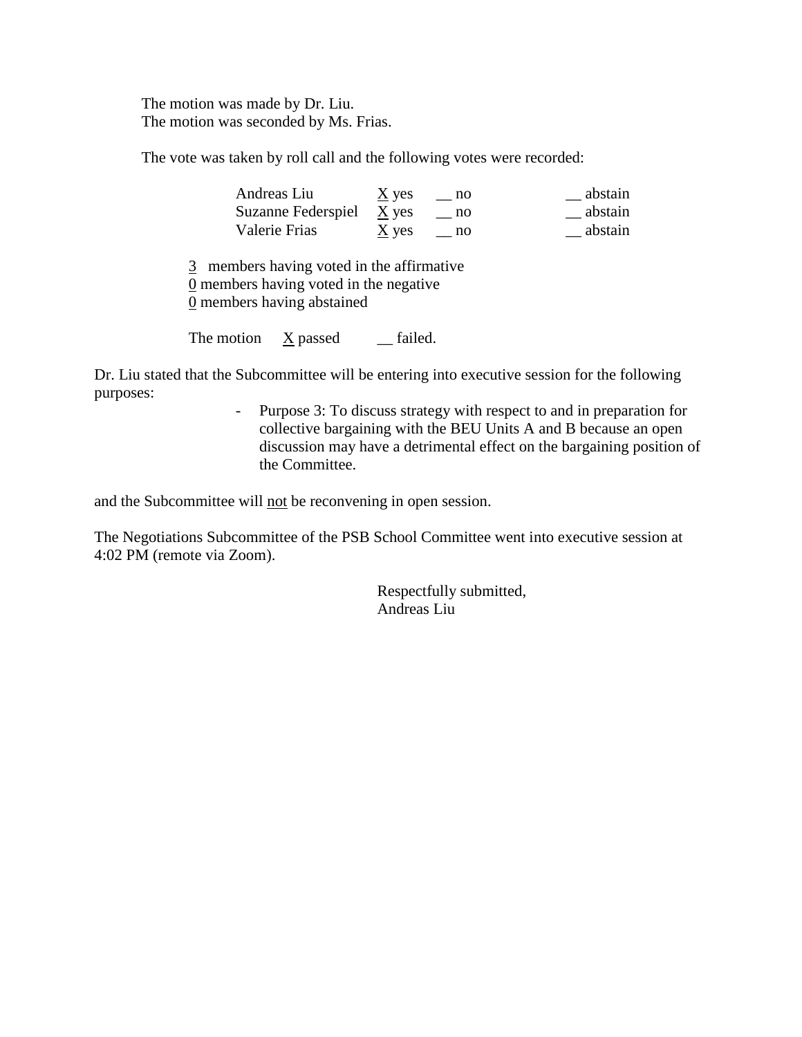The motion was made by Dr. Liu.
The motion was seconded by Ms. Frias.

The vote was taken by roll call and the following votes were recorded:

| | | | |
|---|---|---|---|
| Andreas Liu | X yes | __ no | __ abstain |
| Suzanne Federspiel | X yes | __ no | __ abstain |
| Valerie Frias | X yes | __ no | __ abstain |

3 members having voted in the affirmative
0 members having voted in the negative
0 members having abstained

The motion X passed __ failed.

Dr. Liu stated that the Subcommittee will be entering into executive session for the following purposes:

- Purpose 3: To discuss strategy with respect to and in preparation for collective bargaining with the BEU Units A and B because an open discussion may have a detrimental effect on the bargaining position of the Committee.

and the Subcommittee will not be reconvening in open session.

The Negotiations Subcommittee of the PSB School Committee went into executive session at 4:02 PM (remote via Zoom).

Respectfully submitted,
Andreas Liu